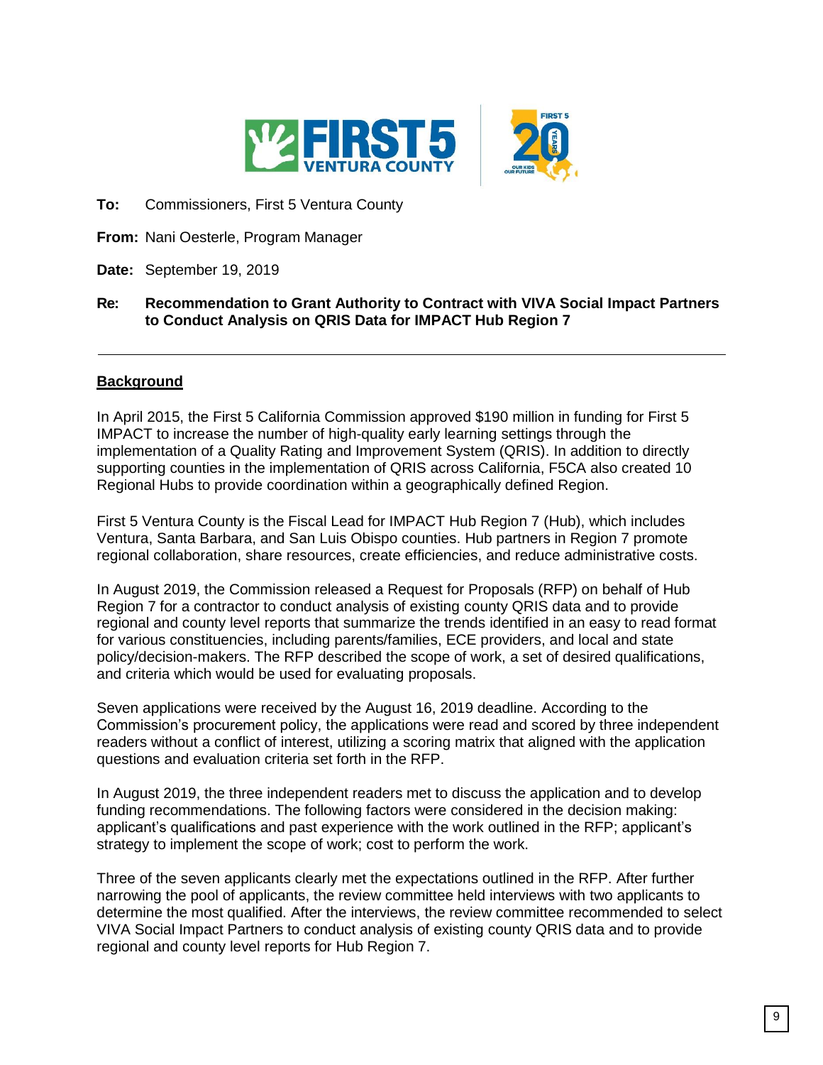**To:** Commissioners, First 5 Ventura County

**From:** Nani Oesterle, Program Manager

**Date:** September 19, 2019

**Re: Recommendation to Grant Authority to Contract with VIVA Social Impact Partners to Conduct Analysis on QRIS Data for IMPACT Hub Region 7**

---

## Background

In April 2015, the First 5 California Commission approved $190 million in funding for First 5 IMPACT to increase the number of high-quality early learning settings through the implementation of a Quality Rating and Improvement System (QRIS). In addition to directly supporting counties in the implementation of QRIS across California, F5CA also created 10 Regional Hubs to provide coordination within a geographically defined Region.

First 5 Ventura County is the Fiscal Lead for IMPACT Hub Region 7 (Hub), which includes Ventura, Santa Barbara, and San Luis Obispo counties. Hub partners in Region 7 promote regional collaboration, share resources, create efficiencies, and reduce administrative costs.

In August 2019, the Commission released a Request for Proposals (RFP) on behalf of Hub Region 7 for a contractor to conduct analysis of existing county QRIS data and to provide regional and county level reports that summarize the trends identified in an easy to read format for various constituencies, including parents/families, ECE providers, and local and state policy/decision-makers. The RFP described the scope of work, a set of desired qualifications, and criteria which would be used for evaluating proposals.

Seven applications were received by the August 16, 2019 deadline. According to the Commission's procurement policy, the applications were read and scored by three independent readers without a conflict of interest, utilizing a scoring matrix that aligned with the application questions and evaluation criteria set forth in the RFP.

In August 2019, the three independent readers met to discuss the application and to develop funding recommendations. The following factors were considered in the decision making: applicant's qualifications and past experience with the work outlined in the RFP; applicant's strategy to implement the scope of work; cost to perform the work.

Three of the seven applicants clearly met the expectations outlined in the RFP. After further narrowing the pool of applicants, the review committee held interviews with two applicants to determine the most qualified. After the interviews, the review committee recommended to select VIVA Social Impact Partners to conduct analysis of existing county QRIS data and to provide regional and county level reports for Hub Region 7.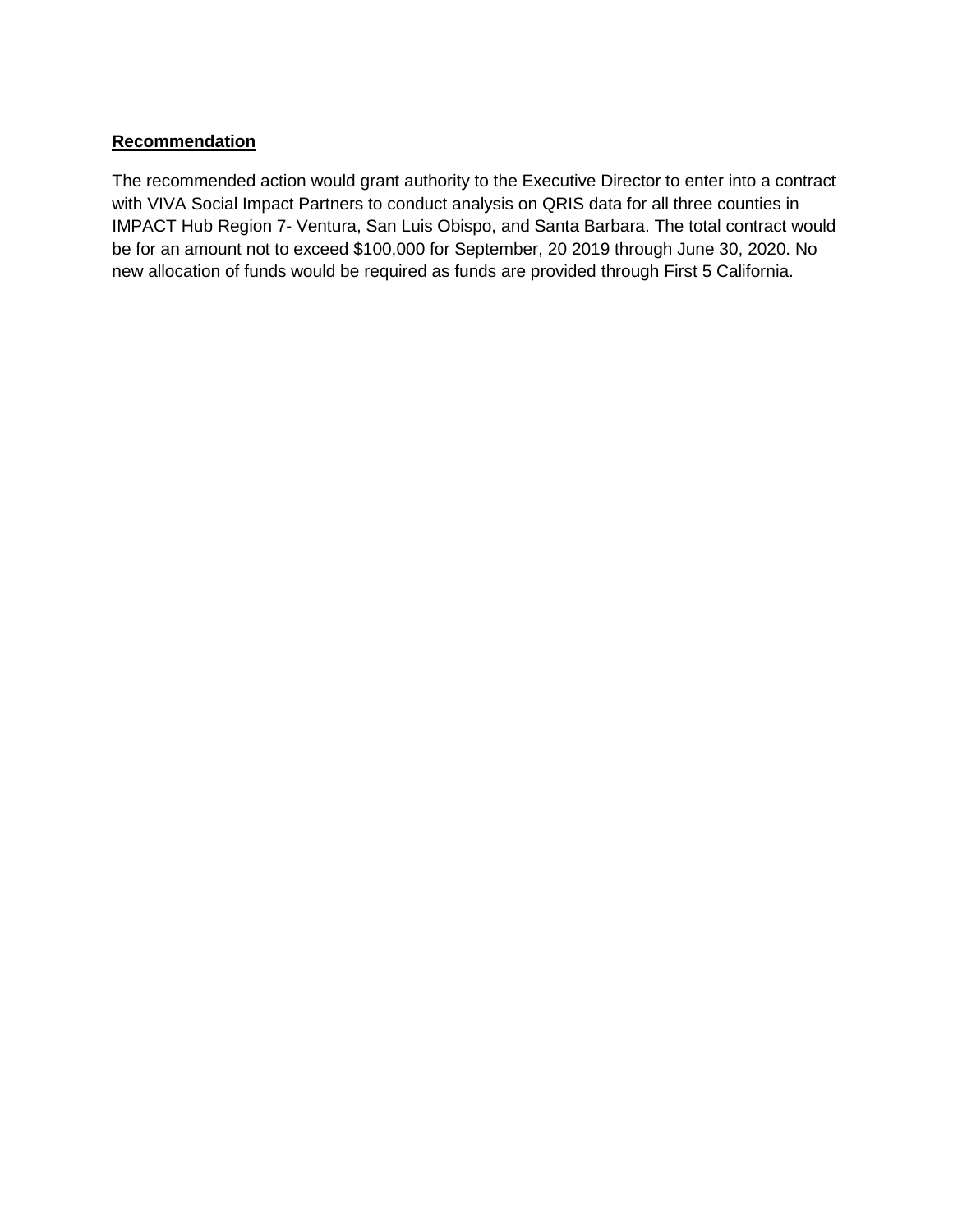**Recommendation**

The recommended action would grant authority to the Executive Director to enter into a contract with VIVA Social Impact Partners to conduct analysis on QRIS data for all three counties in IMPACT Hub Region 7- Ventura, San Luis Obispo, and Santa Barbara. The total contract would be for an amount not to exceed $100,000 for September, 20 2019 through June 30, 2020. No new allocation of funds would be required as funds are provided through First 5 California.